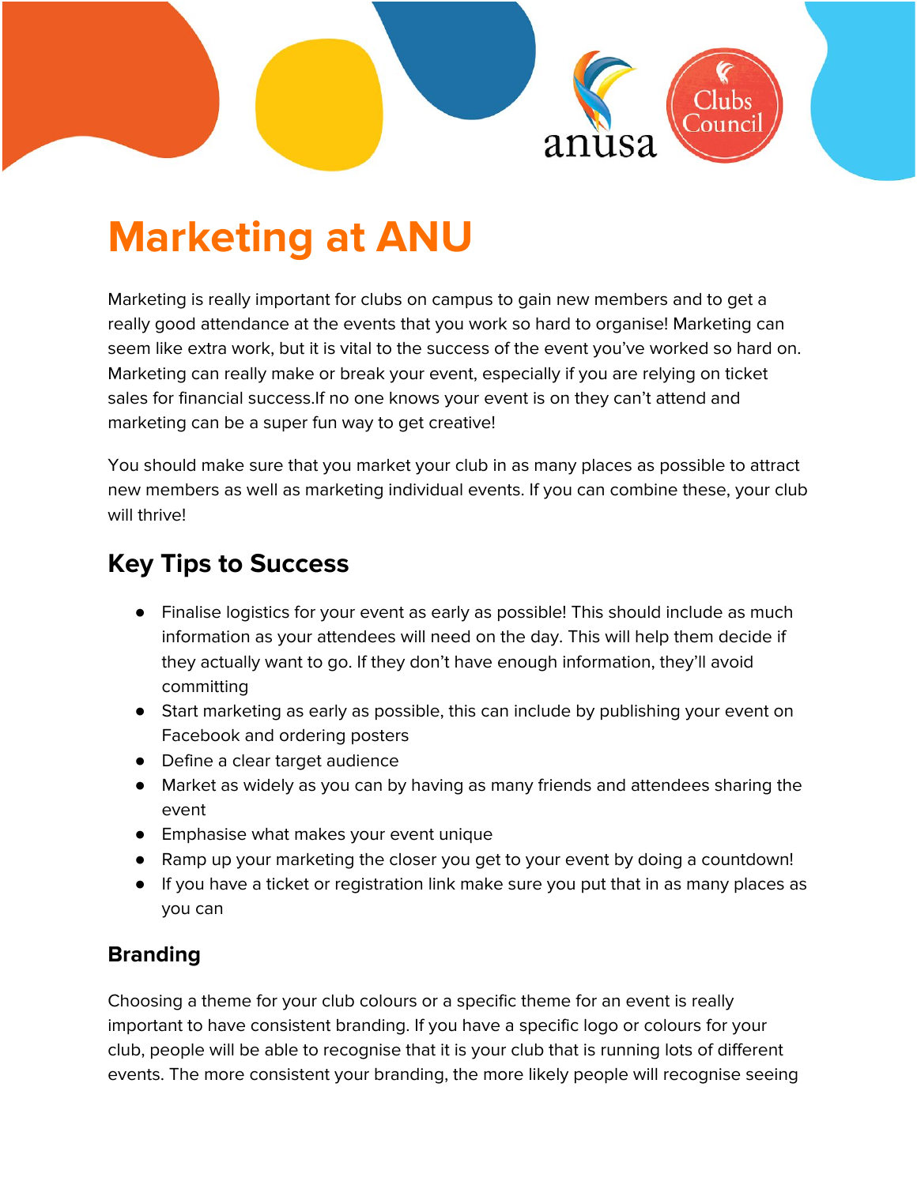# Marketing at ANU

Marketing is really important for clubs on campus to gain new members and to get a really good attendance at the events that you work so hard to organise! Marketing can seem like extra work, but it is vital to the success of the event you've worked so hard on. Marketing can really make or break your event, especially if you are relying on ticket sales for financial success.If no one knows your event is on they can't attend and marketing can be a super fun way to get creative!

You should make sure that you market your club in as many places as possible to attract new members as well as marketing individual events. If you can combine these, your club will thrive!

## Key Tips to Success

- Finalise logistics for your event as early as possible! This should include as much information as your attendees will need on the day. This will help them decide if they actually want to go. If they don't have enough information, they'll avoid committing
- Start marketing as early as possible, this can include by publishing your event on Facebook and ordering posters
- Define a clear target audience
- Market as widely as you can by having as many friends and attendees sharing the event
- Emphasise what makes your event unique
- Ramp up your marketing the closer you get to your event by doing a countdown!
- If you have a ticket or registration link make sure you put that in as many places as you can

### Branding

Choosing a theme for your club colours or a specific theme for an event is really important to have consistent branding. If you have a specific logo or colours for your club, people will be able to recognise that it is your club that is running lots of different events. The more consistent your branding, the more likely people will recognise seeing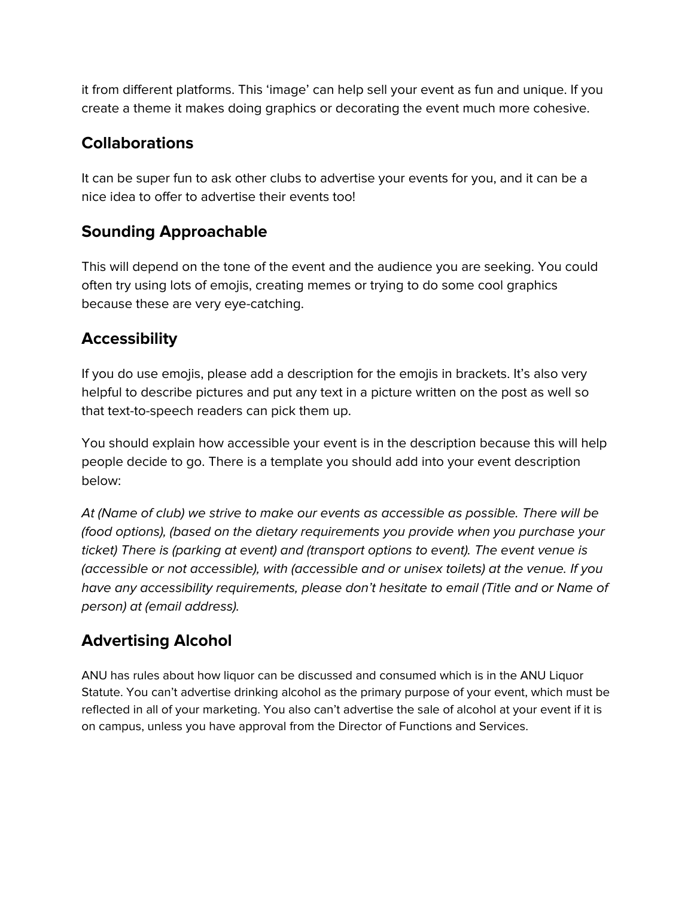it from different platforms. This 'image' can help sell your event as fun and unique. If you create a theme it makes doing graphics or decorating the event much more cohesive.

## Collaborations

It can be super fun to ask other clubs to advertise your events for you, and it can be a nice idea to offer to advertise their events too!

## Sounding Approachable

This will depend on the tone of the event and the audience you are seeking. You could often try using lots of emojis, creating memes or trying to do some cool graphics because these are very eye-catching.

## Accessibility

If you do use emojis, please add a description for the emojis in brackets. It's also very helpful to describe pictures and put any text in a picture written on the post as well so that text-to-speech readers can pick them up.

You should explain how accessible your event is in the description because this will help people decide to go. There is a template you should add into your event description below:

*At (Name of club) we strive to make our events as accessible as possible. There will be (food options), (based on the dietary requirements you provide when you purchase your ticket) There is (parking at event) and (transport options to event). The event venue is (accessible or not accessible), with (accessible and or unisex toilets) at the venue. If you have any accessibility requirements, please don't hesitate to email (Title and or Name of person) at (email address).*

## Advertising Alcohol

ANU has rules about how liquor can be discussed and consumed which is in the ANU Liquor Statute. You can't advertise drinking alcohol as the primary purpose of your event, which must be reflected in all of your marketing. You also can't advertise the sale of alcohol at your event if it is on campus, unless you have approval from the Director of Functions and Services.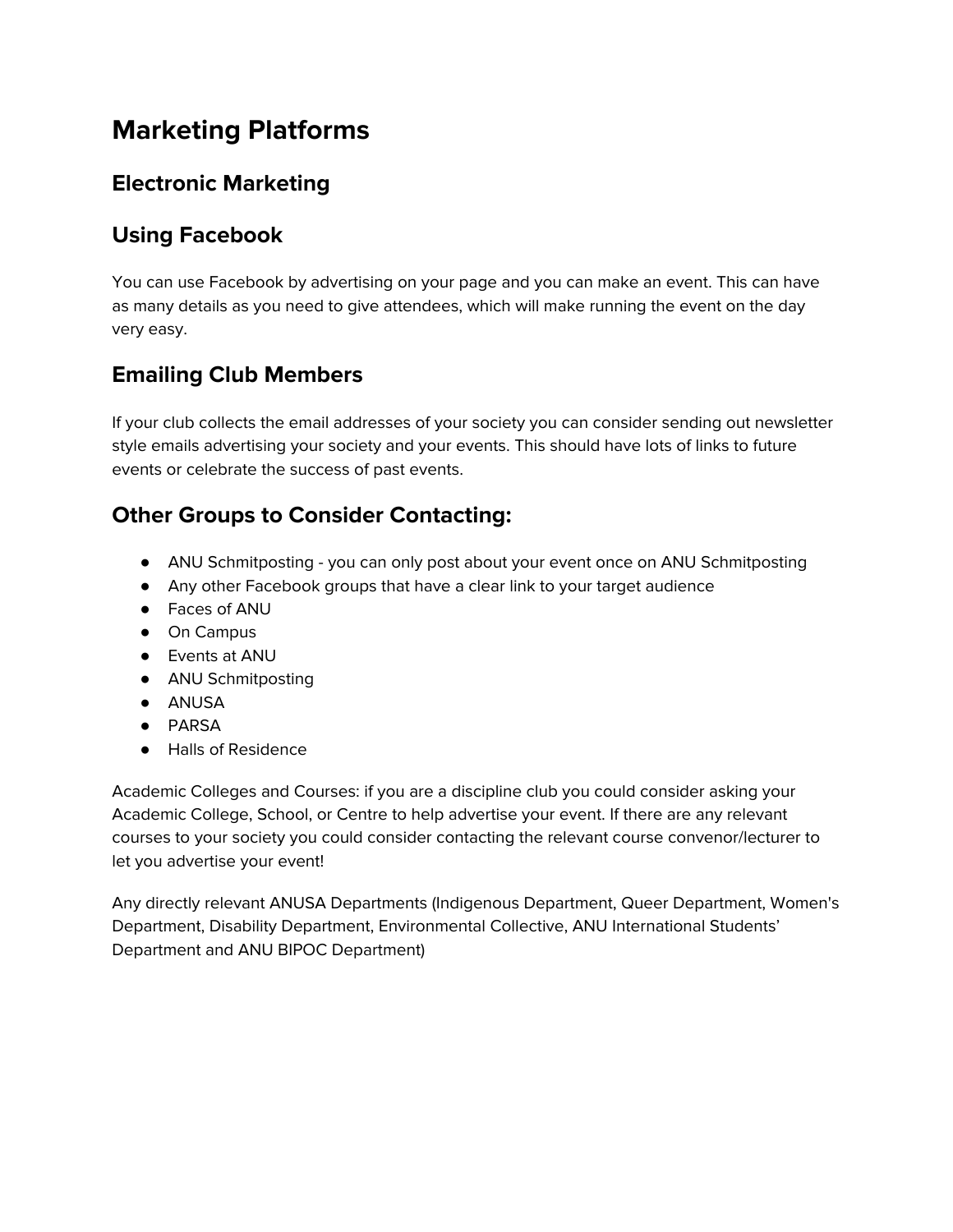# Marketing Platforms

## Electronic Marketing

## Using Facebook

You can use Facebook by advertising on your page and you can make an event. This can have as many details as you need to give attendees, which will make running the event on the day very easy.

## Emailing Club Members

If your club collects the email addresses of your society you can consider sending out newsletter style emails advertising your society and your events. This should have lots of links to future events or celebrate the success of past events.

## Other Groups to Consider Contacting:

- ANU Schmitposting - you can only post about your event once on ANU Schmitposting
- Any other Facebook groups that have a clear link to your target audience
- Faces of ANU
- On Campus
- Events at ANU
- ANU Schmitposting
- ANUSA
- PARSA
- Halls of Residence

Academic Colleges and Courses: if you are a discipline club you could consider asking your Academic College, School, or Centre to help advertise your event. If there are any relevant courses to your society you could consider contacting the relevant course convenor/lecturer to let you advertise your event!

Any directly relevant ANUSA Departments (Indigenous Department, Queer Department, Women's Department, Disability Department, Environmental Collective, ANU International Students' Department and ANU BIPOC Department)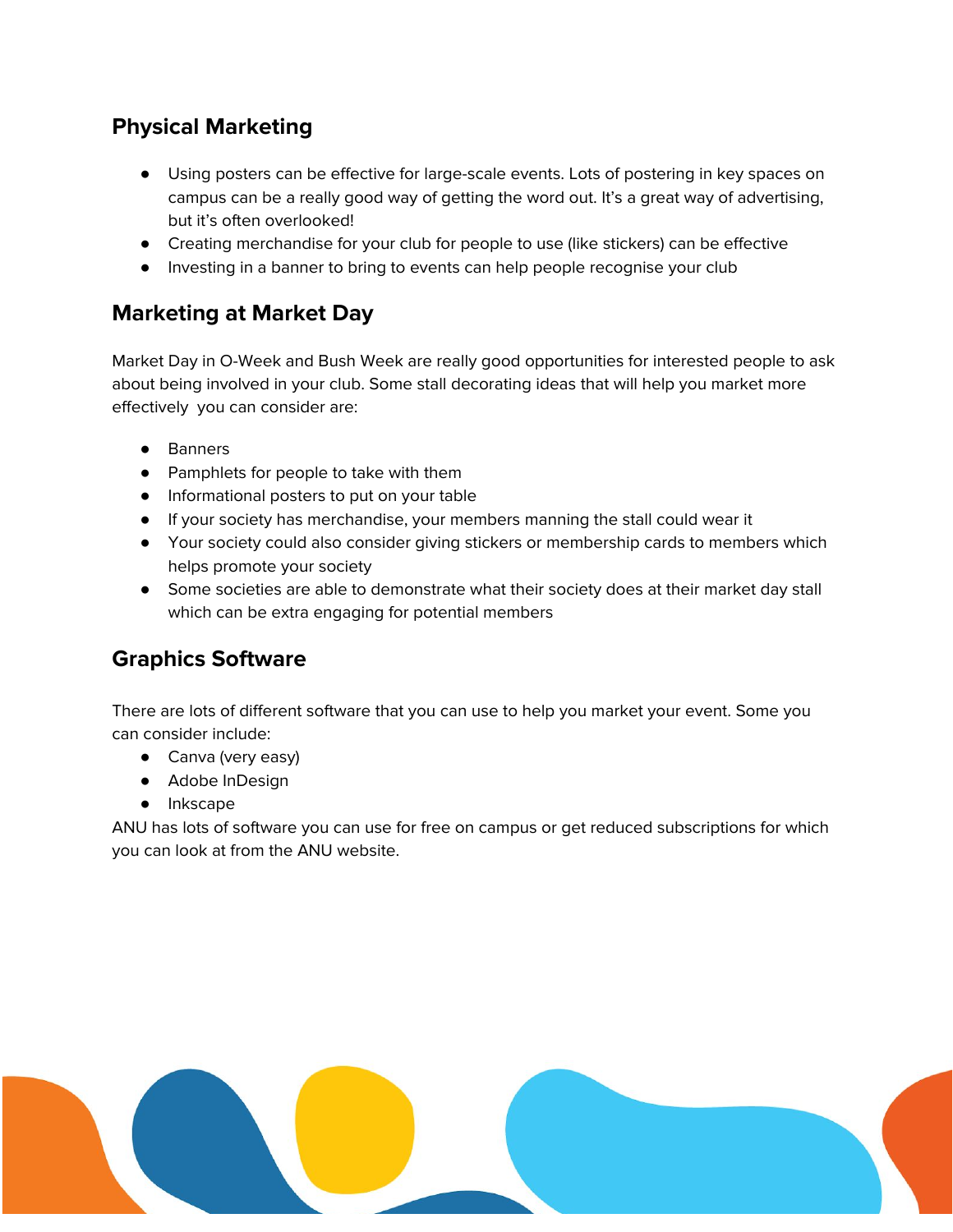## Physical Marketing

- Using posters can be effective for large-scale events. Lots of postering in key spaces on campus can be a really good way of getting the word out. It's a great way of advertising, but it's often overlooked!
- Creating merchandise for your club for people to use (like stickers) can be effective
- Investing in a banner to bring to events can help people recognise your club

## Marketing at Market Day

Market Day in O-Week and Bush Week are really good opportunities for interested people to ask about being involved in your club. Some stall decorating ideas that will help you market more effectively you can consider are:

- Banners
- Pamphlets for people to take with them
- Informational posters to put on your table
- If your society has merchandise, your members manning the stall could wear it
- Your society could also consider giving stickers or membership cards to members which helps promote your society
- Some societies are able to demonstrate what their society does at their market day stall which can be extra engaging for potential members

## Graphics Software

There are lots of different software that you can use to help you market your event. Some you can consider include:

- Canva (very easy)
- Adobe InDesign
- Inkscape

ANU has lots of software you can use for free on campus or get reduced subscriptions for which you can look at from the ANU website.